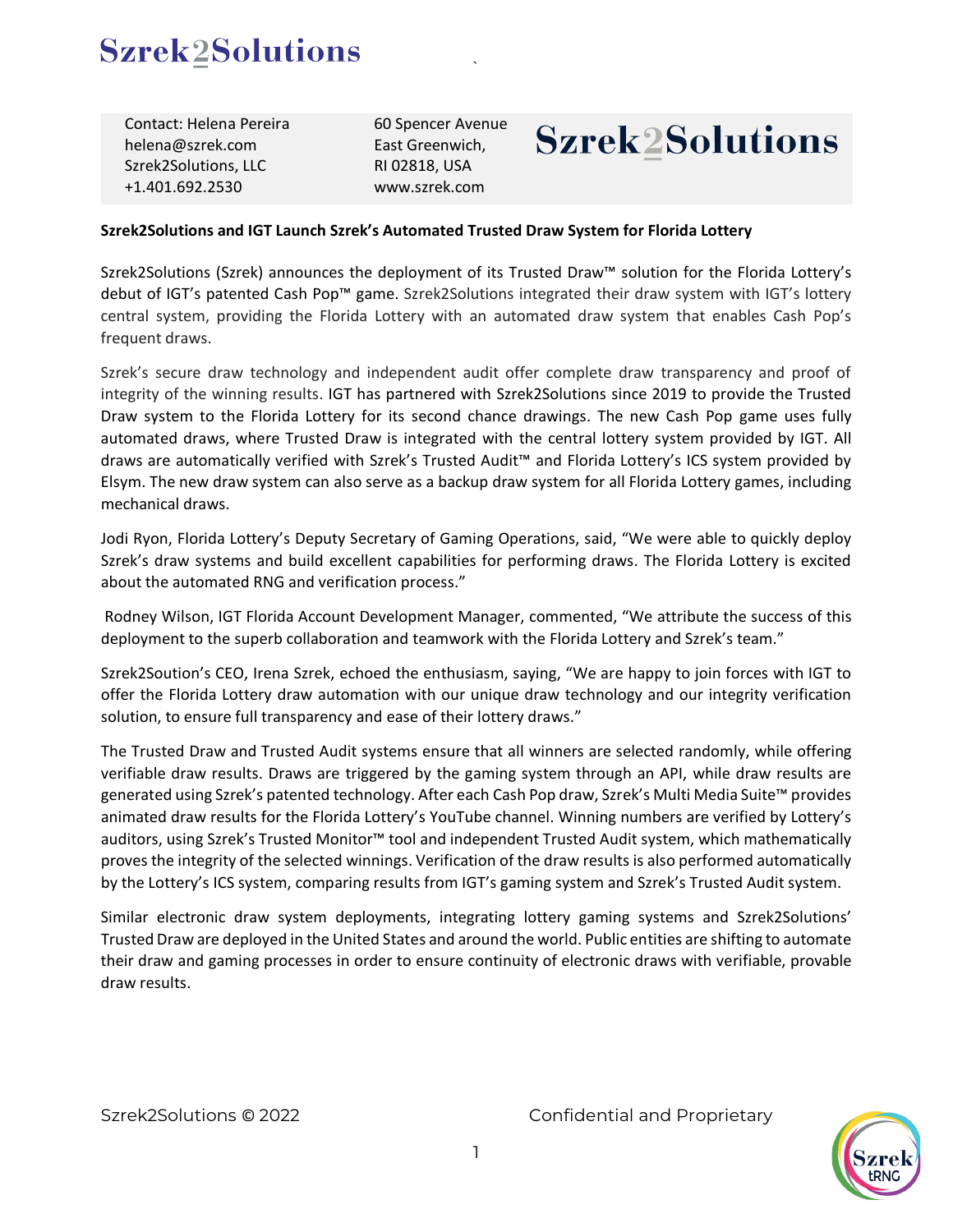Contact: Helena Pereira
helena@szrek.com
Szrek2Solutions, LLC
+1.401.692.2530

60 Spencer Avenue
East Greenwich,
RI 02818, USA
www.szrek.com

**Szrek2Solutions and IGT Launch Szrek's Automated Trusted Draw System for Florida Lottery**

Szrek2Solutions (Szrek) announces the deployment of its Trusted Draw™ solution for the Florida Lottery's debut of IGT's patented Cash Pop™ game. Szrek2Solutions integrated their draw system with IGT's lottery central system, providing the Florida Lottery with an automated draw system that enables Cash Pop's frequent draws.

Szrek's secure draw technology and independent audit offer complete draw transparency and proof of integrity of the winning results. IGT has partnered with Szrek2Solutions since 2019 to provide the Trusted Draw system to the Florida Lottery for its second chance drawings. The new Cash Pop game uses fully automated draws, where Trusted Draw is integrated with the central lottery system provided by IGT. All draws are automatically verified with Szrek's Trusted Audit™ and Florida Lottery's ICS system provided by Elsym. The new draw system can also serve as a backup draw system for all Florida Lottery games, including mechanical draws.

Jodi Ryon, Florida Lottery's Deputy Secretary of Gaming Operations, said, "We were able to quickly deploy Szrek's draw systems and build excellent capabilities for performing draws. The Florida Lottery is excited about the automated RNG and verification process."

Rodney Wilson, IGT Florida Account Development Manager, commented, "We attribute the success of this deployment to the superb collaboration and teamwork with the Florida Lottery and Szrek's team."

Szrek2Soution's CEO, Irena Szrek, echoed the enthusiasm, saying, "We are happy to join forces with IGT to offer the Florida Lottery draw automation with our unique draw technology and our integrity verification solution, to ensure full transparency and ease of their lottery draws."

The Trusted Draw and Trusted Audit systems ensure that all winners are selected randomly, while offering verifiable draw results. Draws are triggered by the gaming system through an API, while draw results are generated using Szrek's patented technology. After each Cash Pop draw, Szrek's Multi Media Suite™ provides animated draw results for the Florida Lottery's YouTube channel. Winning numbers are verified by Lottery's auditors, using Szrek's Trusted Monitor™ tool and independent Trusted Audit system, which mathematically proves the integrity of the selected winnings. Verification of the draw results is also performed automatically by the Lottery's ICS system, comparing results from IGT's gaming system and Szrek's Trusted Audit system.

Similar electronic draw system deployments, integrating lottery gaming systems and Szrek2Solutions' Trusted Draw are deployed in the United States and around the world. Public entities are shifting to automate their draw and gaming processes in order to ensure continuity of electronic draws with verifiable, provable draw results.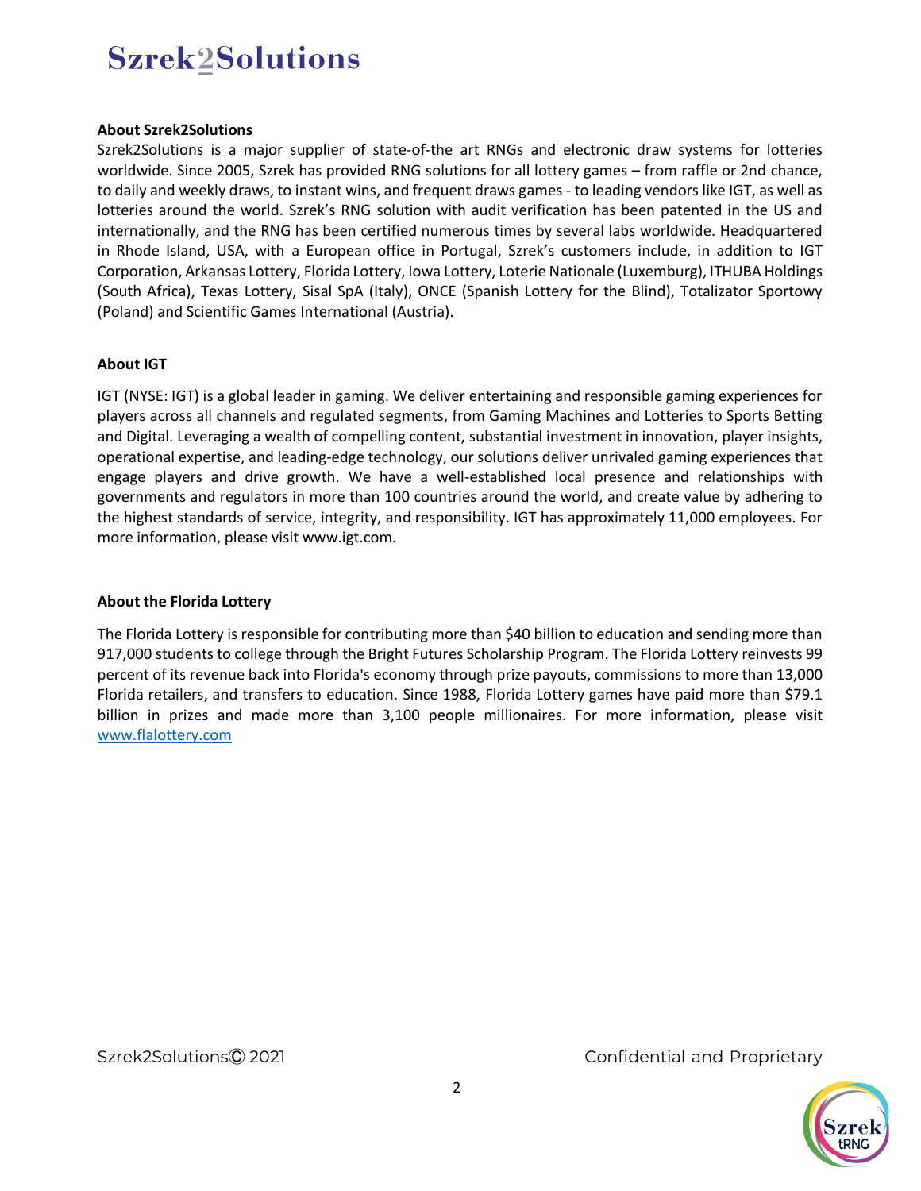**About Szrek2Solutions**

Szrek2Solutions is a major supplier of state-of-the art RNGs and electronic draw systems for lotteries worldwide. Since 2005, Szrek has provided RNG solutions for all lottery games – from raffle or 2nd chance, to daily and weekly draws, to instant wins, and frequent draws games - to leading vendors like IGT, as well as lotteries around the world. Szrek's RNG solution with audit verification has been patented in the US and internationally, and the RNG has been certified numerous times by several labs worldwide. Headquartered in Rhode Island, USA, with a European office in Portugal, Szrek's customers include, in addition to IGT Corporation, Arkansas Lottery, Florida Lottery, Iowa Lottery, Loterie Nationale (Luxemburg), ITHUBA Holdings (South Africa), Texas Lottery, Sisal SpA (Italy), ONCE (Spanish Lottery for the Blind), Totalizator Sportowy (Poland) and Scientific Games International (Austria).

**About IGT**

IGT (NYSE: IGT) is a global leader in gaming. We deliver entertaining and responsible gaming experiences for players across all channels and regulated segments, from Gaming Machines and Lotteries to Sports Betting and Digital. Leveraging a wealth of compelling content, substantial investment in innovation, player insights, operational expertise, and leading-edge technology, our solutions deliver unrivaled gaming experiences that engage players and drive growth. We have a well-established local presence and relationships with governments and regulators in more than 100 countries around the world, and create value by adhering to the highest standards of service, integrity, and responsibility. IGT has approximately 11,000 employees. For more information, please visit www.igt.com.

**About the Florida Lottery**

The Florida Lottery is responsible for contributing more than $40 billion to education and sending more than 917,000 students to college through the Bright Futures Scholarship Program. The Florida Lottery reinvests 99 percent of its revenue back into Florida's economy through prize payouts, commissions to more than 13,000 Florida retailers, and transfers to education. Since 1988, Florida Lottery games have paid more than $79.1 billion in prizes and made more than 3,100 people millionaires. For more information, please visit [www.flalottery.com](http://www.flalottery.com)